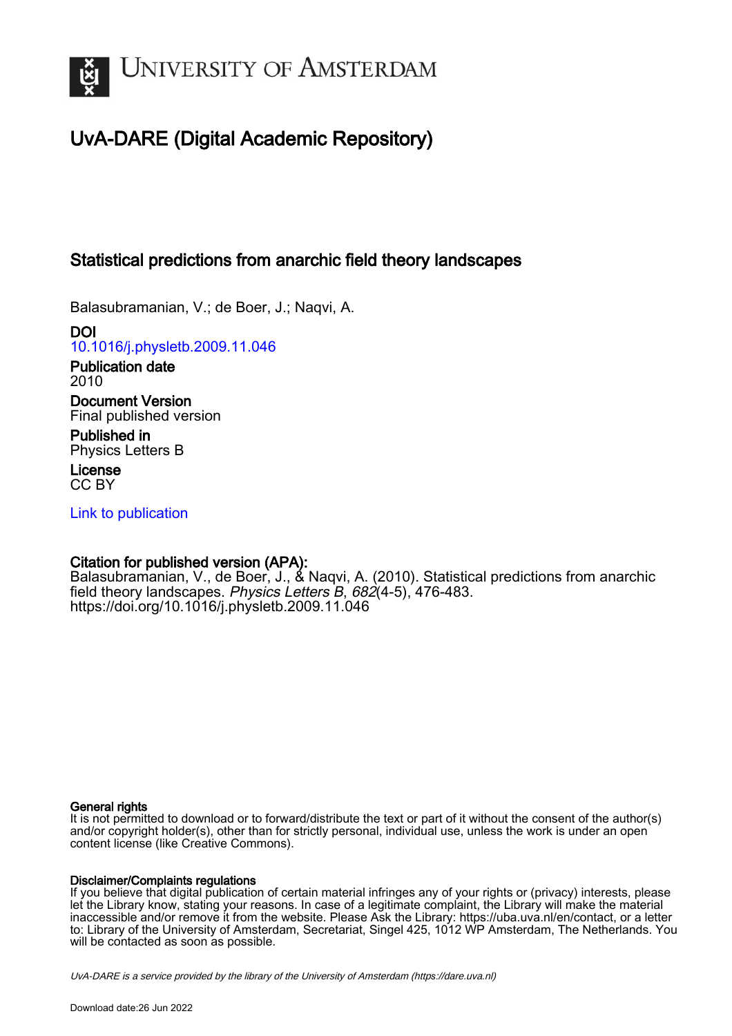# University of Amsterdam

## UvA-DARE (Digital Academic Repository)

### Statistical predictions from anarchic field theory landscapes

Balasubramanian, V.; de Boer, J.; Naqvi, A.

**DOI**
10.1016/j.physletb.2009.11.046

**Publication date**
2010

**Document Version**
Final published version

**Published in**
Physics Letters B

**License**
CC BY

Link to publication

**Citation for published version (APA):**
Balasubramanian, V., de Boer, J., & Naqvi, A. (2010). Statistical predictions from anarchic field theory landscapes. *Physics Letters B*, *682*(4-5), 476-483. https://doi.org/10.1016/j.physletb.2009.11.046

**General rights**
It is not permitted to download or to forward/distribute the text or part of it without the consent of the author(s) and/or copyright holder(s), other than for strictly personal, individual use, unless the work is under an open content license (like Creative Commons).

**Disclaimer/Complaints regulations**
If you believe that digital publication of certain material infringes any of your rights or (privacy) interests, please let the Library know, stating your reasons. In case of a legitimate complaint, the Library will make the material inaccessible and/or remove it from the website. Please Ask the Library: https://uba.uva.nl/en/contact, or a letter to: Library of the University of Amsterdam, Secretariat, Singel 425, 1012 WP Amsterdam, The Netherlands. You will be contacted as soon as possible.

UvA-DARE is a service provided by the library of the University of Amsterdam (https://dare.uva.nl)

Download date:26 Jun 2022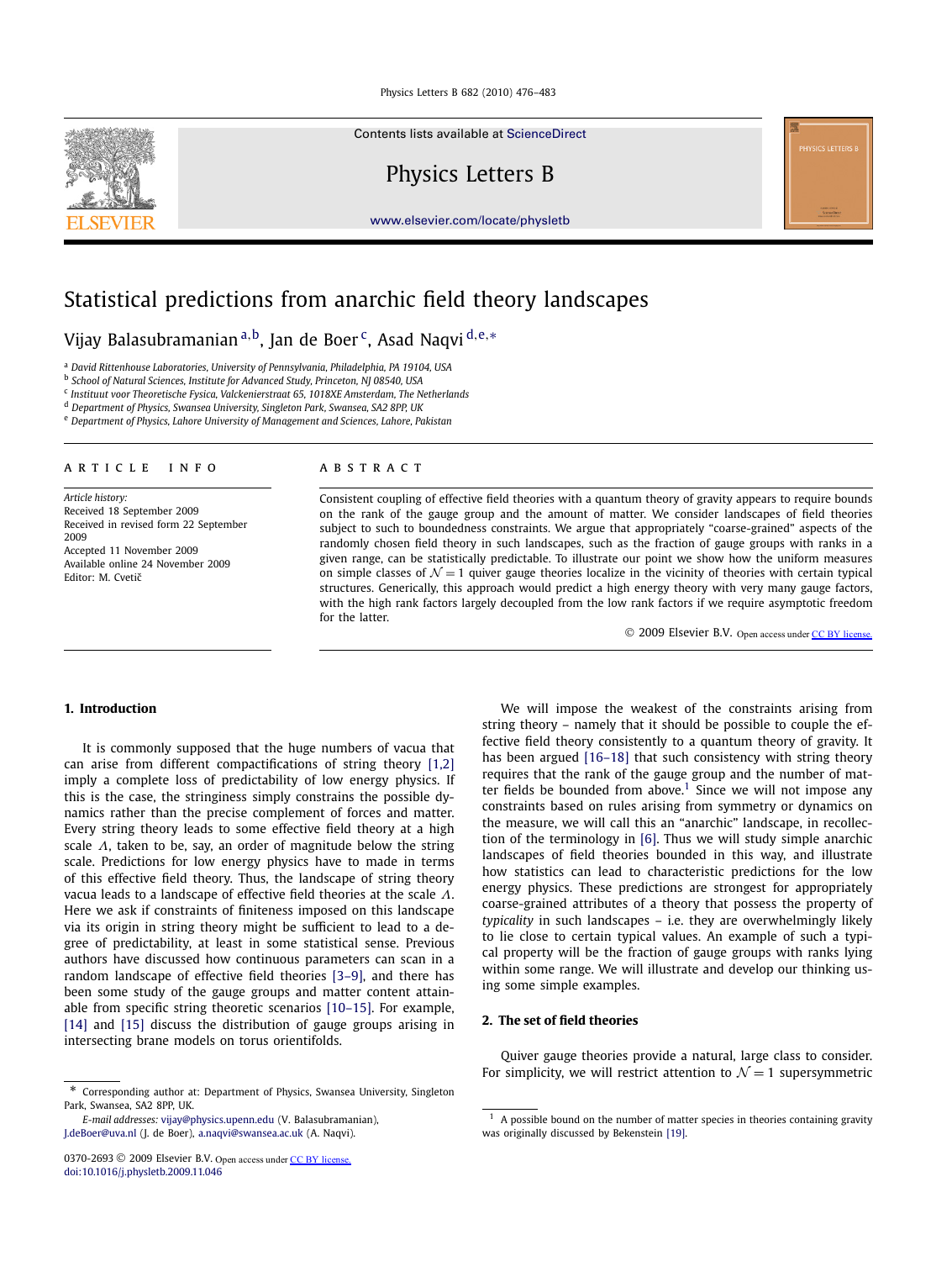# Statistical predictions from anarchic field theory landscapes

Vijay Balasubramanian [a,b], Jan de Boer [c], Asad Naqvi [d,e,*]

[a] David Rittenhouse Laboratories, University of Pennsylvania, Philadelphia, PA 19104, USA
[b] School of Natural Sciences, Institute for Advanced Study, Princeton, NJ 08540, USA
[c] Instituut voor Theoretische Fysica, Valckenierstraat 65, 1018XE Amsterdam, The Netherlands
[d] Department of Physics, Swansea University, Singleton Park, Swansea, SA2 8PP, UK
[e] Department of Physics, Lahore University of Management and Sciences, Lahore, Pakistan

**ARTICLE INFO**

*Article history:*
Received 18 September 2009
Received in revised form 22 September 2009
Accepted 11 November 2009
Available online 24 November 2009
Editor: M. Cvetič

**ABSTRACT**

Consistent coupling of effective field theories with a quantum theory of gravity appears to require bounds on the rank of the gauge group and the amount of matter. We consider landscapes of field theories subject to such to boundedness constraints. We argue that appropriately "coarse-grained" aspects of the randomly chosen field theory in such landscapes, such as the fraction of gauge groups with ranks in a given range, can be statistically predictable. To illustrate our point we show how the uniform measures on simple classes of $\mathcal{N}=1$ quiver gauge theories localize in the vicinity of theories with certain typical structures. Generically, this approach would predict a high energy theory with very many gauge factors, with the high rank factors largely decoupled from the low rank factors if we require asymptotic freedom for the latter.

© 2009 Elsevier B.V. Open access under CC BY license.

## 1. Introduction

It is commonly supposed that the huge numbers of vacua that can arise from different compactifications of string theory [1,2] imply a complete loss of predictability of low energy physics. If this is the case, the stringiness simply constrains the possible dynamics rather than the precise complement of forces and matter. Every string theory leads to some effective field theory at a high scale $\Lambda$, taken to be, say, an order of magnitude below the string scale. Predictions for low energy physics have to made in terms of this effective field theory. Thus, the landscape of string theory vacua leads to a landscape of effective field theories at the scale $\Lambda$. Here we ask if constraints of finiteness imposed on this landscape via its origin in string theory might be sufficient to lead to a degree of predictability, at least in some statistical sense. Previous authors have discussed how continuous parameters can scan in a random landscape of effective field theories [3–9], and there has been some study of the gauge groups and matter content attainable from specific string theoretic scenarios [10–15]. For example, [14] and [15] discuss the distribution of gauge groups arising in intersecting brane models on torus orientifolds.

We will impose the weakest of the constraints arising from string theory – namely that it should be possible to couple the effective field theory consistently to a quantum theory of gravity. It has been argued [16–18] that such consistency with string theory requires that the rank of the gauge group and the number of matter fields be bounded from above.[1] Since we will not impose any constraints based on rules arising from symmetry or dynamics on the measure, we will call this an "anarchic" landscape, in recollection of the terminology in [6]. Thus we will study simple anarchic landscapes of field theories bounded in this way, and illustrate how statistics can lead to characteristic predictions for the low energy physics. These predictions are strongest for appropriately coarse-grained attributes of a theory that possess the property of *typicality* in such landscapes – i.e. they are overwhelmingly likely to lie close to certain typical values. An example of such a typical property will be the fraction of gauge groups with ranks lying within some range. We will illustrate and develop our thinking using some simple examples.

## 2. The set of field theories

Quiver gauge theories provide a natural, large class to consider. For simplicity, we will restrict attention to $\mathcal{N}=1$ supersymmetric

---

\* Corresponding author at: Department of Physics, Swansea University, Singleton Park, Swansea, SA2 8PP, UK.
*E-mail addresses:* vijay@physics.upenn.edu (V. Balasubramanian), J.deBoer@uva.nl (J. de Boer), a.naqvi@swansea.ac.uk (A. Naqvi).

[1] A possible bound on the number of matter species in theories containing gravity was originally discussed by Bekenstein [19].

0370-2693 © 2009 Elsevier B.V. Open access under CC BY license.
doi:10.1016/j.physletb.2009.11.046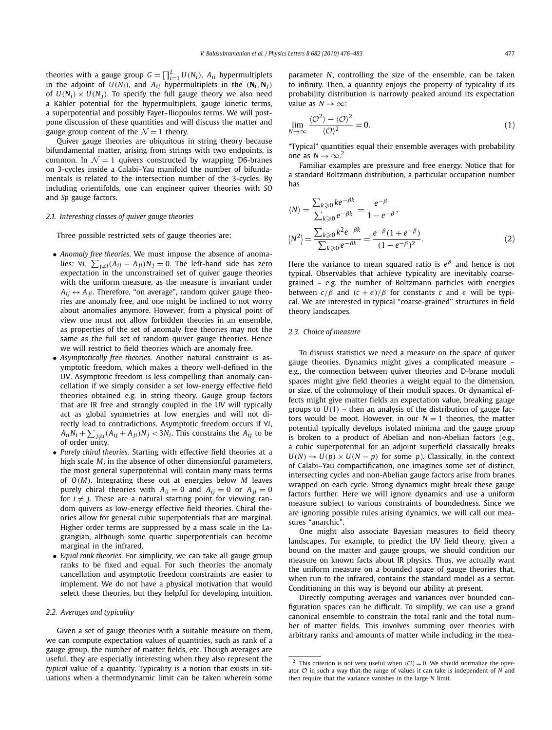theories with a gauge group $G = \prod_{i=1}^{L} U(N_i)$, $A_{ii}$ hypermultiplets in the adjoint of $U(N_i)$, and $A_{ij}$ hypermultiplets in the $(\mathbf{N}_i, \bar{\mathbf{N}}_j)$ of $U(N_i) \times U(N_j)$. To specify the full gauge theory we also need a Kähler potential for the hypermultiplets, gauge kinetic terms, a superpotential and possibly Fayet–Iliopoulos terms. We will postpone discussion of these quantities and will discuss the matter and gauge group content of the $\mathcal{N} = 1$ theory.

Quiver gauge theories are ubiquitous in string theory because bifundamental matter, arising from strings with two endpoints, is common. In $\mathcal{N} = 1$ quivers constructed by wrapping D6-branes on 3-cycles inside a Calabi–Yau manifold the number of bifundamentals is related to the intersection number of the 3-cycles. By including orientifolds, one can engineer quiver theories with $SO$ and $Sp$ gauge factors.

### 2.1. Interesting classes of quiver gauge theories

Three possible restricted sets of gauge theories are:

- *Anomaly free theories*. We must impose the absence of anomalies: $\forall i$, $\sum_{j \neq i}(A_{ij} - A_{ji})N_j = 0$. The left-hand side has zero expectation in the unconstrained set of quiver gauge theories with the uniform measure, as the measure is invariant under $A_{ij} \leftrightarrow A_{ji}$. Therefore, "on average", random quiver gauge theories are anomaly free, and one might be inclined to not worry about anomalies anymore. However, from a physical point of view one must not allow forbidden theories in an ensemble, as properties of the set of anomaly free theories may not the same as the full set of random quiver gauge theories. Hence we will restrict to field theories which are anomaly free.
- *Asymptotically free theories*. Another natural constraint is asymptotic freedom, which makes a theory well-defined in the UV. Asymptotic freedom is less compelling than anomaly cancellation if we simply consider a set low-energy effective field theories obtained e.g. in string theory. Gauge group factors that are IR free and strongly coupled in the UV will typically act as global symmetries at low energies and will not directly lead to contradictions. Asymptotic freedom occurs if $\forall i$, $A_{ii}N_i + \sum_{j \neq i}(A_{ij} + A_{ji})N_j < 3N_i$. This constrains the $A_{ij}$ to be of order unity.
- *Purely chiral theories*. Starting with effective field theories at a high scale $M$, in the absence of other dimensionful parameters, the most general superpotential will contain many mass terms of $O(M)$. Integrating these out at energies below $M$ leaves purely chiral theories with $A_{ii} = 0$ and $A_{ij} = 0$ or $A_{ji} = 0$ for $i \neq j$. These are a natural starting point for viewing random quivers as low-energy effective field theories. Chiral theories allow for general cubic superpotentials that are marginal. Higher order terms are suppressed by a mass scale in the Lagrangian, although some quartic superpotentials can become marginal in the infrared.
- *Equal rank theories*. For simplicity, we can take all gauge group ranks to be fixed and equal. For such theories the anomaly cancellation and asymptotic freedom constraints are easier to implement. We do not have a physical motivation that would select these theories, but they helpful for developing intuition.

### 2.2. Averages and typicality

Given a set of gauge theories with a suitable measure on them, we can compute expectation values of quantities, such as rank of a gauge group, the number of matter fields, etc. Though averages are useful, they are especially interesting when they also represent the *typical* value of a quantity. Typicality is a notion that exists in situations when a thermodynamic limit can be taken wherein some parameter $N$, controlling the size of the ensemble, can be taken to infinity. Then, a quantity enjoys the property of typicality if its probability distribution is narrowly peaked around its expectation value as $N \to \infty$:

$$\lim_{N \to \infty} \frac{\langle \mathcal{O}^2 \rangle - \langle \mathcal{O} \rangle^2}{\langle \mathcal{O} \rangle^2} = 0. \tag{1}$$

"Typical" quantities equal their ensemble averages with probability one as $N \to \infty$.[2]

Familiar examples are pressure and free energy. Notice that for a standard Boltzmann distribution, a particular occupation number has

$$\langle N \rangle = \frac{\sum_{k \geqslant 0} k e^{-\beta k}}{\sum_{k \geqslant 0} e^{-\beta k}} = \frac{e^{-\beta}}{1 - e^{-\beta}},$$
$$\langle N^2 \rangle = \frac{\sum_{k \geqslant 0} k^2 e^{-\beta k}}{\sum_{k \geqslant 0} e^{-\beta k}} = \frac{e^{-\beta}(1 + e^{-\beta})}{(1 - e^{-\beta})^2}. \tag{2}$$

Here the variance to mean squared ratio is $e^{\beta}$ and hence is not typical. Observables that achieve typicality are inevitably coarse-grained – e.g. the number of Boltzmann particles with energies between $c/\beta$ and $(c + \epsilon)/\beta$ for constants $c$ and $\epsilon$ will be typical. We are interested in typical "coarse-grained" structures in field theory landscapes.

### 2.3. Choice of measure

To discuss statistics we need a measure on the space of quiver gauge theories. Dynamics might gives a complicated measure – e.g., the connection between quiver theories and D-brane moduli spaces might give field theories a weight equal to the dimension, or size, of the cohomology of their moduli spaces. Or dynamical effects might give matter fields an expectation value, breaking gauge groups to $U(1)$ – then an analysis of the distribution of gauge factors would be moot. However, in our $N = 1$ theories, the matter potential typically develops isolated minima and the gauge group is broken to a product of Abelian and non-Abelian factors (e.g., a cubic superpotential for an adjoint superfield classically breaks $U(N) \to U(p) \times U(N - p)$ for some $p$). Classically, in the context of Calabi–Yau compactification, one imagines some set of distinct, intersecting cycles and non-Abelian gauge factors arise from branes wrapped on each cycle. Strong dynamics might break these gauge factors further. Here we will ignore dynamics and use a uniform measure subject to various constraints of boundedness. Since we are ignoring possible rules arising dynamics, we will call our measures "anarchic".

One might also associate Bayesian measures to field theory landscapes. For example, to predict the UV field theory, given a bound on the matter and gauge groups, we should condition our measure on known facts about IR physics. Thus, we actually want the uniform measure on a bounded space of gauge theories that, when run to the infrared, contains the standard model as a sector. Conditioning in this way is beyond our ability at present.

Directly computing averages and variances over bounded configuration spaces can be difficult. To simplify, we can use a grand canonical ensemble to constrain the total rank and the total number of matter fields. This involves summing over theories with arbitrary ranks and amounts of matter while including in the mea-

[2] This criterion is not very useful when $\langle \mathcal{O} \rangle = 0$. We should normalize the operator $\mathcal{O}$ in such a way that the range of values it can take is independent of $N$ and then require that the variance vanishes in the large $N$ limit.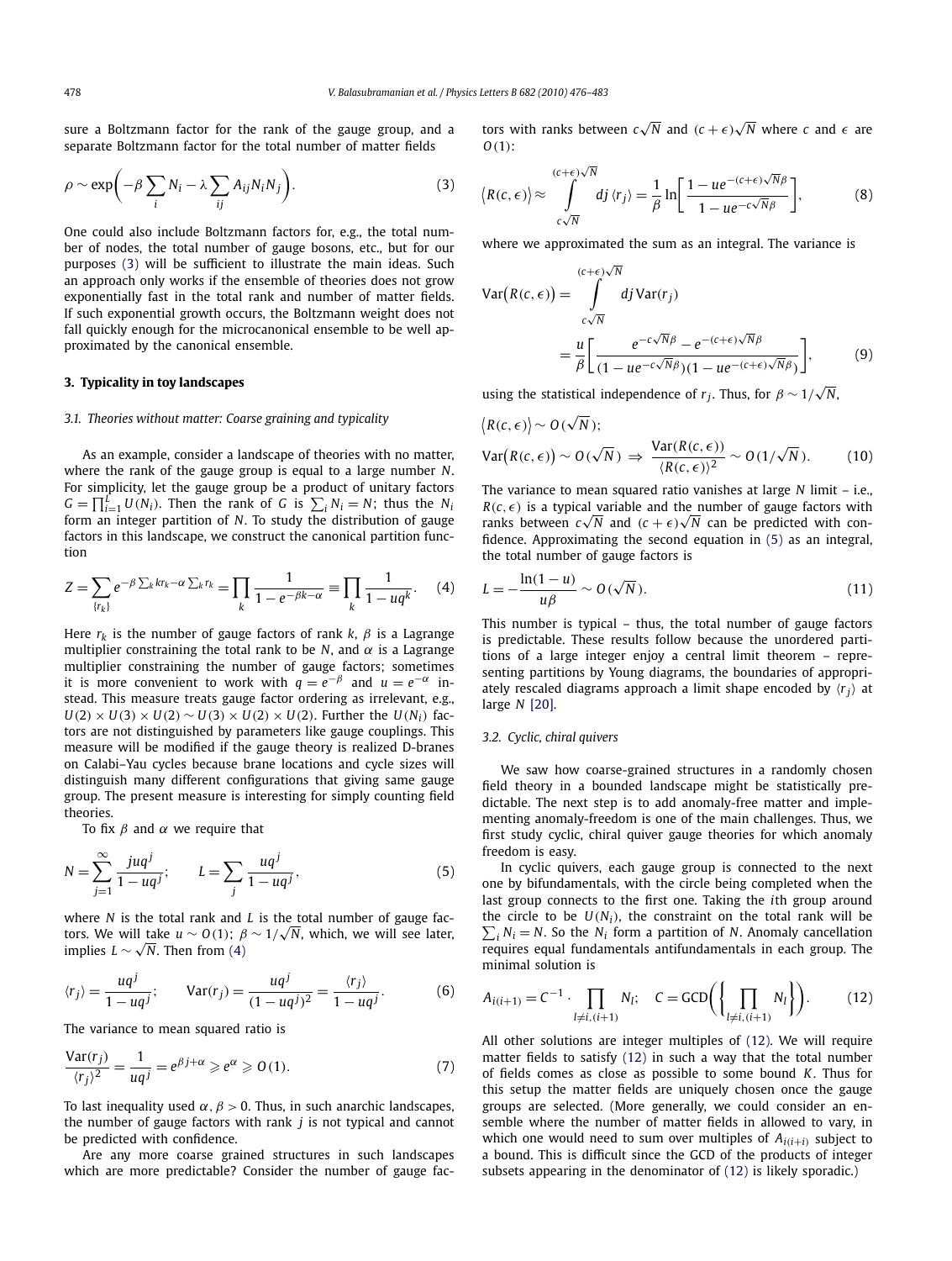sure a Boltzmann factor for the rank of the gauge group, and a separate Boltzmann factor for the total number of matter fields

$$\rho \sim \exp\Bigg(-\beta \sum_i N_i - \lambda \sum_{ij} A_{ij} N_i N_j\Bigg). \tag{3}$$

One could also include Boltzmann factors for, e.g., the total number of nodes, the total number of gauge bosons, etc., but for our purposes (3) will be sufficient to illustrate the main ideas. Such an approach only works if the ensemble of theories does not grow exponentially fast in the total rank and number of matter fields. If such exponential growth occurs, the Boltzmann weight does not fall quickly enough for the microcanonical ensemble to be well approximated by the canonical ensemble.

## 3. Typicality in toy landscapes

### 3.1. Theories without matter: Coarse graining and typicality

As an example, consider a landscape of theories with no matter, where the rank of the gauge group is equal to a large number $N$. For simplicity, let the gauge group be a product of unitary factors $G = \prod_{i=1}^{L} U(N_i)$. Then the rank of $G$ is $\sum_i N_i = N$; thus the $N_i$ form an integer partition of $N$. To study the distribution of gauge factors in this landscape, we construct the canonical partition function

$$Z = \sum_{\{r_k\}} e^{-\beta \sum_k k r_k - \alpha \sum_k r_k} = \prod_k \frac{1}{1 - e^{-\beta k - \alpha}} \equiv \prod_k \frac{1}{1 - u q^k}. \tag{4}$$

Here $r_k$ is the number of gauge factors of rank $k$, $\beta$ is a Lagrange multiplier constraining the total rank to be $N$, and $\alpha$ is a Lagrange multiplier constraining the number of gauge factors; sometimes it is more convenient to work with $q = e^{-\beta}$ and $u = e^{-\alpha}$ instead. This measure treats gauge factor ordering as irrelevant, e.g., $U(2) \times U(3) \times U(2) \sim U(3) \times U(2) \times U(2)$. Further the $U(N_i)$ factors are not distinguished by parameters like gauge couplings. This measure will be modified if the gauge theory is realized D-branes on Calabi–Yau cycles because brane locations and cycle sizes will distinguish many different configurations that giving same gauge group. The present measure is interesting for simply counting field theories.

To fix $\beta$ and $\alpha$ we require that

$$N = \sum_{j=1}^{\infty} \frac{j u q^j}{1 - u q^j}; \qquad L = \sum_j \frac{u q^j}{1 - u q^j}, \tag{5}$$

where $N$ is the total rank and $L$ is the total number of gauge factors. We will take $u \sim O(1)$; $\beta \sim 1/\sqrt{N}$, which, we will see later, implies $L \sim \sqrt{N}$. Then from (4)

$$\langle r_j \rangle = \frac{u q^j}{1 - u q^j}; \qquad \operatorname{Var}(r_j) = \frac{u q^j}{(1 - u q^j)^2} = \frac{\langle r_j \rangle}{1 - u q^j}. \tag{6}$$

The variance to mean squared ratio is

$$\frac{\operatorname{Var}(r_j)}{\langle r_j \rangle^2} = \frac{1}{u q^j} = e^{\beta j + \alpha} \geqslant e^{\alpha} \geqslant O(1). \tag{7}$$

To last inequality used $\alpha, \beta > 0$. Thus, in such anarchic landscapes, the number of gauge factors with rank $j$ is not typical and cannot be predicted with confidence.

Are any more coarse grained structures in such landscapes which are more predictable? Consider the number of gauge factors with ranks between $c\sqrt{N}$ and $(c+\epsilon)\sqrt{N}$ where $c$ and $\epsilon$ are $O(1)$:

$$\big\langle R(c,\epsilon)\big\rangle \approx \int_{c\sqrt{N}}^{(c+\epsilon)\sqrt{N}} dj\, \langle r_j \rangle = \frac{1}{\beta} \ln\left[\frac{1 - u e^{-(c+\epsilon)\sqrt{N}\beta}}{1 - u e^{-c\sqrt{N}\beta}}\right], \tag{8}$$

where we approximated the sum as an integral. The variance is

$$\begin{aligned}
\operatorname{Var}\big(R(c,\epsilon)\big) &= \int_{c\sqrt{N}}^{(c+\epsilon)\sqrt{N}} dj\, \operatorname{Var}(r_j) \\
&= \frac{u}{\beta}\left[\frac{e^{-c\sqrt{N}\beta} - e^{-(c+\epsilon)\sqrt{N}\beta}}{(1 - u e^{-c\sqrt{N}\beta})(1 - u e^{-(c+\epsilon)\sqrt{N}\beta})}\right],
\end{aligned} \tag{9}$$

using the statistical independence of $r_j$. Thus, for $\beta \sim 1/\sqrt{N}$,

$$\begin{aligned}
&\big\langle R(c,\epsilon)\big\rangle \sim O(\sqrt{N}); \\
&\operatorname{Var}\big(R(c,\epsilon)\big) \sim O(\sqrt{N}) \;\Rightarrow\; \frac{\operatorname{Var}(R(c,\epsilon))}{\langle R(c,\epsilon)\rangle^2} \sim O(1/\sqrt{N}).
\end{aligned} \tag{10}$$

The variance to mean squared ratio vanishes at large $N$ limit – i.e., $R(c,\epsilon)$ is a typical variable and the number of gauge factors with ranks between $c\sqrt{N}$ and $(c+\epsilon)\sqrt{N}$ can be predicted with confidence. Approximating the second equation in (5) as an integral, the total number of gauge factors is

$$L = -\frac{\ln(1-u)}{u\beta} \sim O(\sqrt{N}). \tag{11}$$

This number is typical – thus, the total number of gauge factors is predictable. These results follow because the unordered partitions of a large integer enjoy a central limit theorem – representing partitions by Young diagrams, the boundaries of appropriately rescaled diagrams approach a limit shape encoded by $\langle r_j \rangle$ at large $N$ [20].

### 3.2. Cyclic, chiral quivers

We saw how coarse-grained structures in a randomly chosen field theory in a bounded landscape might be statistically predictable. The next step is to add anomaly-free matter and implementing anomaly-freedom is one of the main challenges. Thus, we first study cyclic, chiral quiver gauge theories for which anomaly freedom is easy.

In cyclic quivers, each gauge group is connected to the next one by bifundamentals, with the circle being completed when the last group connects to the first one. Taking the $i$th group around the circle to be $U(N_i)$, the constraint on the total rank will be $\sum_i N_i = N$. So the $N_i$ form a partition of $N$. Anomaly cancellation requires equal fundamentals antifundamentals in each group. The minimal solution is

$$A_{i(i+1)} = C^{-1} \cdot \prod_{l \neq i,(i+1)} N_l; \quad C = \operatorname{GCD}\Bigg(\Bigg\{\prod_{l \neq i,(i+1)} N_l\Bigg\}\Bigg). \tag{12}$$

All other solutions are integer multiples of (12). We will require matter fields to satisfy (12) in such a way that the total number of fields comes as close as possible to some bound $K$. Thus for this setup the matter fields are uniquely chosen once the gauge groups are selected. (More generally, we could consider an ensemble where the number of matter fields in allowed to vary, in which one would need to sum over multiples of $A_{i(i+i)}$ subject to a bound. This is difficult since the GCD of the products of integer subsets appearing in the denominator of (12) is likely sporadic.)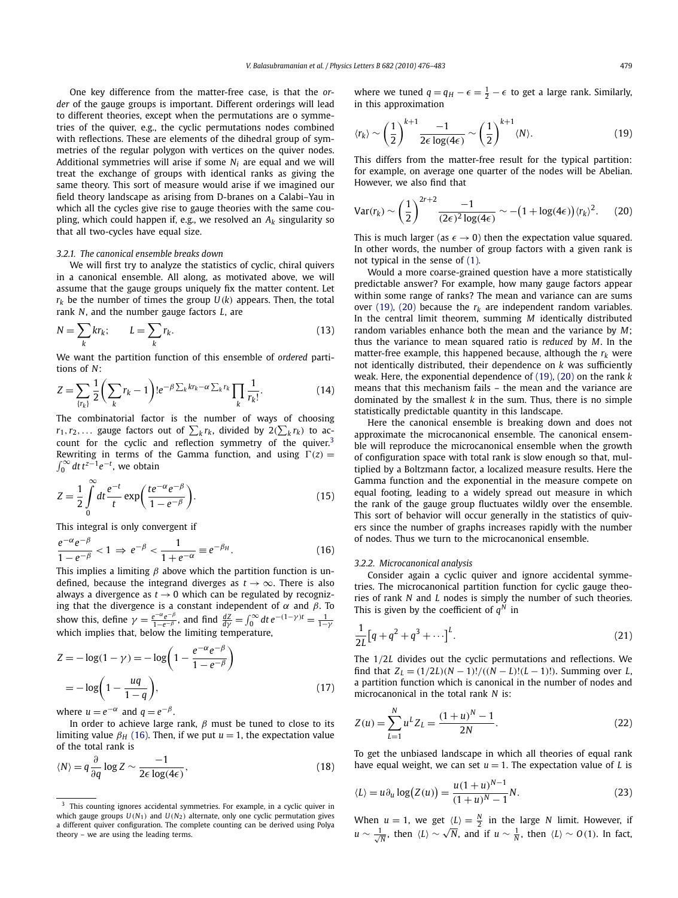One key difference from the matter-free case, is that the *order* of the gauge groups is important. Different orderings will lead to different theories, except when the permutations are o symmetries of the quiver, e.g., the cyclic permutations nodes combined with reflections. These are elements of the dihedral group of symmetries of the regular polygon with vertices on the quiver nodes. Additional symmetries will arise if some $N_i$ are equal and we will treat the exchange of groups with identical ranks as giving the same theory. This sort of measure would arise if we imagined our field theory landscape as arising from D-branes on a Calabi–Yau in which all the cycles give rise to gauge theories with the same coupling, which could happen if, e.g., we resolved an $A_k$ singularity so that all two-cycles have equal size.

#### 3.2.1. The canonical ensemble breaks down

We will first try to analyze the statistics of cyclic, chiral quivers in a canonical ensemble. All along, as motivated above, we will assume that the gauge groups uniquely fix the matter content. Let $r_k$ be the number of times the group $U(k)$ appears. Then, the total rank $N$, and the number gauge factors $L$, are

$$N = \sum_k k r_k; \qquad L = \sum_k r_k. \tag{13}$$

We want the partition function of this ensemble of *ordered* partitions of $N$:

$$Z = \sum_{\{r_k\}} \frac{1}{2}\left(\sum_k r_k - 1\right)! e^{-\beta \sum_k k r_k - \alpha \sum_k r_k} \prod_k \frac{1}{r_k!}. \tag{14}$$

The combinatorial factor is the number of ways of choosing $r_1, r_2, \ldots$ gauge factors out of $\sum_k r_k$, divided by $2(\sum_k r_k)$ to account for the cyclic and reflection symmetry of the quiver.[3] Rewriting in terms of the Gamma function, and using $\Gamma(z) = \int_0^\infty dt\, t^{z-1} e^{-t}$, we obtain

$$Z = \frac{1}{2} \int_0^\infty dt \frac{e^{-t}}{t} \exp\left(\frac{t e^{-\alpha} e^{-\beta}}{1 - e^{-\beta}}\right). \tag{15}$$

This integral is only convergent if

$$\frac{e^{-\alpha} e^{-\beta}}{1 - e^{-\beta}} < 1 \;\Rightarrow\; e^{-\beta} < \frac{1}{1 + e^{-\alpha}} \equiv e^{-\beta_H}. \tag{16}$$

This implies a limiting $\beta$ above which the partition function is undefined, because the integrand diverges as $t \to \infty$. There is also always a divergence as $t \to 0$ which can be regulated by recognizing that the divergence is a constant independent of $\alpha$ and $\beta$. To show this, define $\gamma = \frac{e^{-\alpha} e^{-\beta}}{1 - e^{-\beta}}$, and find $\frac{dZ}{d\gamma} = \int_0^\infty dt\, e^{-(1-\gamma)t} = \frac{1}{1-\gamma}$ which implies that, below the limiting temperature,

$$\begin{aligned} Z &= -\log(1 - \gamma) = -\log\left(1 - \frac{e^{-\alpha} e^{-\beta}}{1 - e^{-\beta}}\right) \\ &= -\log\left(1 - \frac{uq}{1 - q}\right), \end{aligned} \tag{17}$$

where $u = e^{-\alpha}$ and $q = e^{-\beta}$.

In order to achieve large rank, $\beta$ must be tuned to close to its limiting value $\beta_H$ (16). Then, if we put $u = 1$, the expectation value of the total rank is

$$\langle N \rangle = q \frac{\partial}{\partial q} \log Z \sim \frac{-1}{2\epsilon \log(4\epsilon)}, \tag{18}$$

where we tuned $q = q_H - \epsilon = \frac{1}{2} - \epsilon$ to get a large rank. Similarly, in this approximation

$$\langle r_k \rangle \sim \left(\frac{1}{2}\right)^{k+1} \frac{-1}{2\epsilon \log(4\epsilon)} \sim \left(\frac{1}{2}\right)^{k+1} \langle N \rangle. \tag{19}$$

This differs from the matter-free result for the typical partition: for example, on average one quarter of the nodes will be Abelian. However, we also find that

$$\operatorname{Var}(r_k) \sim \left(\frac{1}{2}\right)^{2r+2} \frac{-1}{(2\epsilon)^2 \log(4\epsilon)} \sim -\big(1 + \log(4\epsilon)\big) \langle r_k \rangle^2. \tag{20}$$

This is much larger (as $\epsilon \to 0$) then the expectation value squared. In other words, the number of group factors with a given rank is not typical in the sense of (1).

Would a more coarse-grained question have a more statistically predictable answer? For example, how many gauge factors appear within some range of ranks? The mean and variance can are sums over (19), (20) because the $r_k$ are independent random variables. In the central limit theorem, summing $M$ identically distributed random variables enhance both the mean and the variance by $M$; thus the variance to mean squared ratio is *reduced* by $M$. In the matter-free example, this happened because, although the $r_k$ were not identically distributed, their dependence on $k$ was sufficiently weak. Here, the exponential dependence of (19), (20) on the rank $k$ means that this mechanism fails – the mean and the variance are dominated by the smallest $k$ in the sum. Thus, there is no simple statistically predictable quantity in this landscape.

Here the canonical ensemble is breaking down and does not approximate the microcanonical ensemble. The canonical ensemble will reproduce the microcanonical ensemble when the growth of configuration space with total rank is slow enough so that, multiplied by a Boltzmann factor, a localized measure results. Here the Gamma function and the exponential in the measure compete on equal footing, leading to a widely spread out measure in which the rank of the gauge group fluctuates wildly over the ensemble. This sort of behavior will occur generally in the statistics of quivers since the number of graphs increases rapidly with the number of nodes. Thus we turn to the microcanonical ensemble.

#### 3.2.2. Microcanonical analysis

Consider again a cyclic quiver and ignore accidental symmetries. The microcanonical partition function for cyclic gauge theories of rank $N$ and $L$ nodes is simply the number of such theories. This is given by the coefficient of $q^N$ in

$$\frac{1}{2L}\left[q + q^2 + q^3 + \cdots\right]^L. \tag{21}$$

The $1/2L$ divides out the cyclic permutations and reflections. We find that $Z_L = (1/2L)(N-1)!/((N-L)!(L-1)!)$. Summing over $L$, a partition function which is canonical in the number of nodes and microcanonical in the total rank $N$ is:

$$Z(u) = \sum_{L=1}^{N} u^L Z_L = \frac{(1+u)^N - 1}{2N}. \tag{22}$$

To get the unbiased landscape in which all theories of equal rank have equal weight, we can set $u = 1$. The expectation value of $L$ is

$$\langle L \rangle = u \partial_u \log\big(Z(u)\big) = \frac{u(1+u)^{N-1}}{(1+u)^N - 1} N. \tag{23}$$

When $u = 1$, we get $\langle L \rangle = \frac{N}{2}$ in the large $N$ limit. However, if $u \sim \frac{1}{\sqrt{N}}$, then $\langle L \rangle \sim \sqrt{N}$, and if $u \sim \frac{1}{N}$, then $\langle L \rangle \sim O(1)$. In fact,

---

[3] This counting ignores accidental symmetries. For example, in a cyclic quiver in which gauge groups $U(N_1)$ and $U(N_2)$ alternate, only one cyclic permutation gives a different quiver configuration. The complete counting can be derived using Polya theory – we are using the leading terms.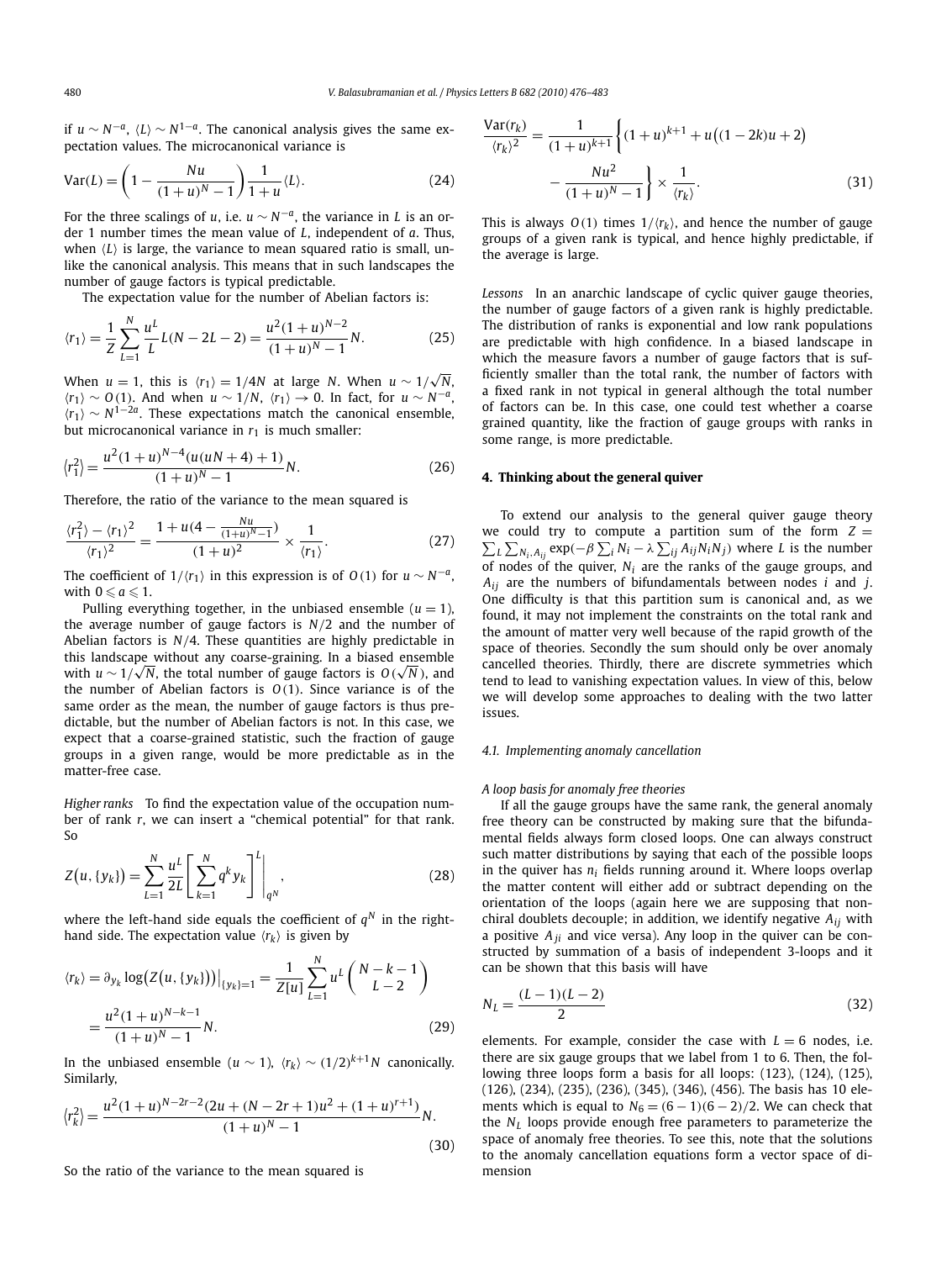if $u \sim N^{-a}$, $\langle L \rangle \sim N^{1-a}$. The canonical analysis gives the same expectation values. The microcanonical variance is

$$\mathrm{Var}(L) = \left(1 - \frac{Nu}{(1+u)^N - 1}\right)\frac{1}{1+u}\langle L \rangle. \tag{24}$$

For the three scalings of $u$, i.e. $u \sim N^{-a}$, the variance in $L$ is an order 1 number times the mean value of $L$, independent of $a$. Thus, when $\langle L \rangle$ is large, the variance to mean squared ratio is small, unlike the canonical analysis. This means that in such landscapes the number of gauge factors is typical predictable.

The expectation value for the number of Abelian factors is:

$$\langle r_1 \rangle = \frac{1}{Z}\sum_{L=1}^{N} \frac{u^L}{L} L(N - 2L - 2) = \frac{u^2(1+u)^{N-2}}{(1+u)^N - 1} N. \tag{25}$$

When $u = 1$, this is $\langle r_1 \rangle = 1/4N$ at large $N$. When $u \sim 1/\sqrt{N}$, $\langle r_1 \rangle \sim O(1)$. And when $u \sim 1/N$, $\langle r_1 \rangle \to 0$. In fact, for $u \sim N^{-a}$, $\langle r_1 \rangle \sim N^{1-2a}$. These expectations match the canonical ensemble, but microcanonical variance in $r_1$ is much smaller:

$$\langle r_1^2 \rangle = \frac{u^2(1+u)^{N-4}(u(uN+4)+1)}{(1+u)^N - 1} N. \tag{26}$$

Therefore, the ratio of the variance to the mean squared is

$$\frac{\langle r_1^2 \rangle - \langle r_1 \rangle^2}{\langle r_1 \rangle^2} = \frac{1 + u(4 - \frac{Nu}{(1+u)^N - 1})}{(1+u)^2} \times \frac{1}{\langle r_1 \rangle}. \tag{27}$$

The coefficient of $1/\langle r_1 \rangle$ in this expression is of $O(1)$ for $u \sim N^{-a}$, with $0 \leqslant a \leqslant 1$.

Pulling everything together, in the unbiased ensemble ($u = 1$), the average number of gauge factors is $N/2$ and the number of Abelian factors is $N/4$. These quantities are highly predictable in this landscape without any coarse-graining. In a biased ensemble with $u \sim 1/\sqrt{N}$, the total number of gauge factors is $O(\sqrt{N})$, and the number of Abelian factors is $O(1)$. Since variance is of the same order as the mean, the number of gauge factors is thus predictable, but the number of Abelian factors is not. In this case, we expect that a coarse-grained statistic, such the fraction of gauge groups in a given range, would be more predictable as in the matter-free case.

*Higher ranks* To find the expectation value of the occupation number of rank $r$, we can insert a "chemical potential" for that rank. So

$$Z\big(u, \{y_k\}\big) = \sum_{L=1}^{N} \frac{u^L}{2L}\left[\sum_{k=1}^{N} q^k y_k\right]^L \Bigg|_{q^N}, \tag{28}$$

where the left-hand side equals the coefficient of $q^N$ in the right-hand side. The expectation value $\langle r_k \rangle$ is given by

$$\langle r_k \rangle = \partial_{y_k} \log\big(Z\big(u, \{y_k\}\big)\big)\big|_{\{y_k\}=1} = \frac{1}{Z[u]}\sum_{L=1}^{N} u^L \binom{N-k-1}{L-2}$$
$$= \frac{u^2(1+u)^{N-k-1}}{(1+u)^N - 1} N. \tag{29}$$

In the unbiased ensemble ($u \sim 1$), $\langle r_k \rangle \sim (1/2)^{k+1} N$ canonically. Similarly,

$$\langle r_k^2 \rangle = \frac{u^2(1+u)^{N-2r-2}(2u + (N - 2r + 1)u^2 + (1+u)^{r+1})}{(1+u)^N - 1} N. \tag{30}$$

So the ratio of the variance to the mean squared is

$$\frac{\mathrm{Var}(r_k)}{\langle r_k \rangle^2} = \frac{1}{(1+u)^{k+1}}\bigg\{(1+u)^{k+1} + u\big((1-2k)u + 2\big) - \frac{Nu^2}{(1+u)^N - 1}\bigg\} \times \frac{1}{\langle r_k \rangle}. \tag{31}$$

This is always $O(1)$ times $1/\langle r_k \rangle$, and hence the number of gauge groups of a given rank is typical, and hence highly predictable, if the average is large.

*Lessons* In an anarchic landscape of cyclic quiver gauge theories, the number of gauge factors of a given rank is highly predictable. The distribution of ranks is exponential and low rank populations are predictable with high confidence. In a biased landscape in which the measure favors a number of gauge factors that is sufficiently smaller than the total rank, the number of factors with a fixed rank in not typical in general although the total number of factors can be. In this case, one could test whether a coarse grained quantity, like the fraction of gauge groups with ranks in some range, is more predictable.

## 4. Thinking about the general quiver

To extend our analysis to the general quiver gauge theory we could try to compute a partition sum of the form $Z = \sum_L \sum_{N_i, A_{ij}} \exp(-\beta \sum_i N_i - \lambda \sum_{ij} A_{ij} N_i N_j)$ where $L$ is the number of nodes of the quiver, $N_i$ are the ranks of the gauge groups, and $A_{ij}$ are the numbers of bifundamentals between nodes $i$ and $j$. One difficulty is that this partition sum is canonical and, as we found, it may not implement the constraints on the total rank and the amount of matter very well because of the rapid growth of the space of theories. Secondly the sum should only be over anomaly cancelled theories. Thirdly, there are discrete symmetries which tend to lead to vanishing expectation values. In view of this, below we will develop some approaches to dealing with the two latter issues.

### 4.1. Implementing anomaly cancellation

*A loop basis for anomaly free theories*

If all the gauge groups have the same rank, the general anomaly free theory can be constructed by making sure that the bifundamental fields always form closed loops. One can always construct such matter distributions by saying that each of the possible loops in the quiver has $n_i$ fields running around it. Where loops overlap the matter content will either add or subtract depending on the orientation of the loops (again here we are supposing that nonchiral doublets decouple; in addition, we identify negative $A_{ij}$ with a positive $A_{ji}$ and vice versa). Any loop in the quiver can be constructed by summation of a basis of independent 3-loops and it can be shown that this basis will have

$$N_L = \frac{(L-1)(L-2)}{2} \tag{32}$$

elements. For example, consider the case with $L = 6$ nodes, i.e. there are six gauge groups that we label from 1 to 6. Then, the following three loops form a basis for all loops: (123), (124), (125), (126), (234), (235), (236), (345), (346), (456). The basis has 10 elements which is equal to $N_6 = (6-1)(6-2)/2$. We can check that the $N_L$ loops provide enough free parameters to parameterize the space of anomaly free theories. To see this, note that the solutions to the anomaly cancellation equations form a vector space of dimension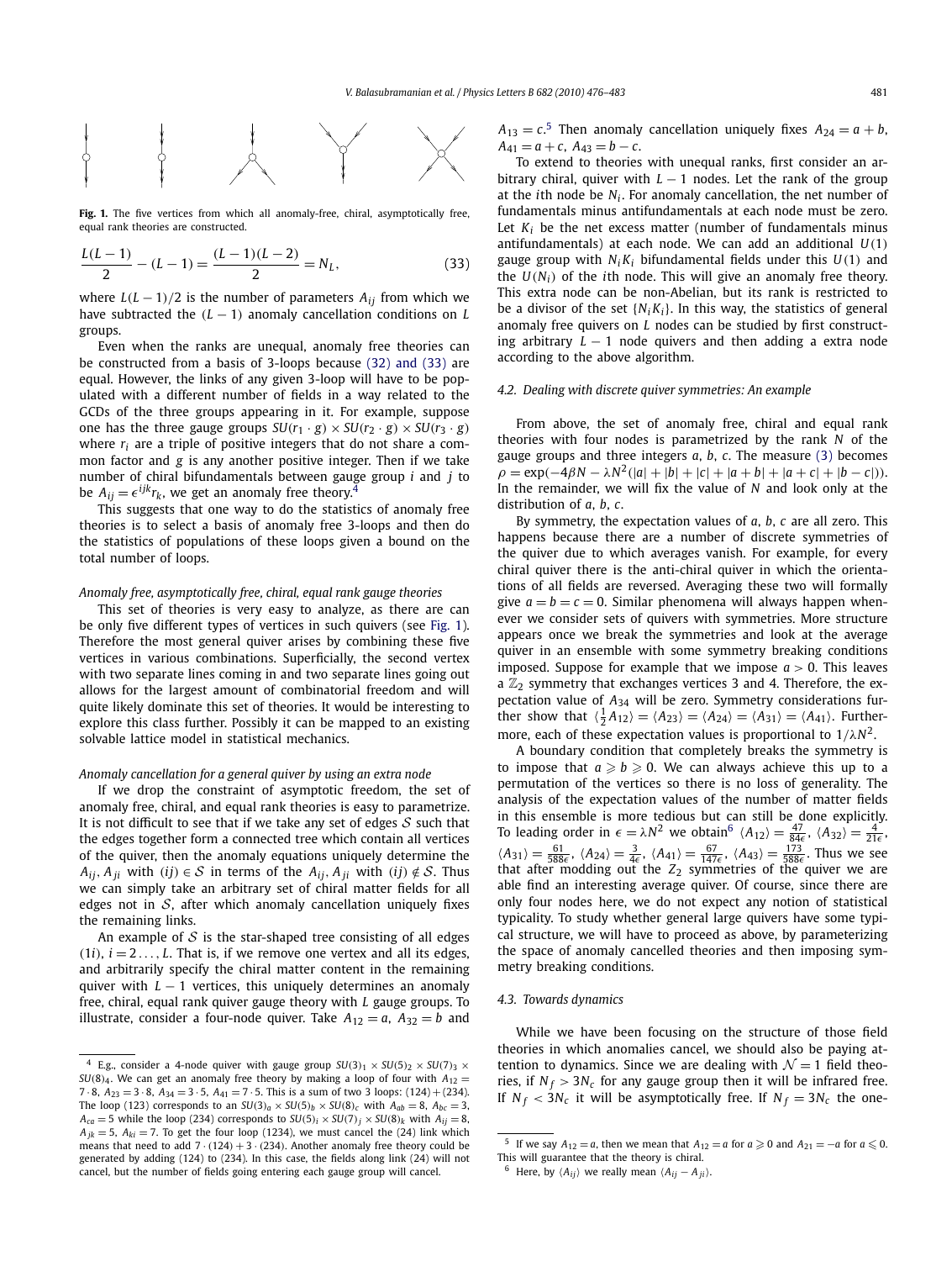**Fig. 1.** The five vertices from which all anomaly-free, chiral, asymptotically free, equal rank theories are constructed.

$$\frac{L(L-1)}{2} - (L-1) = \frac{(L-1)(L-2)}{2} = N_L, \tag{33}$$

where $L(L-1)/2$ is the number of parameters $A_{ij}$ from which we have subtracted the $(L-1)$ anomaly cancellation conditions on $L$ groups.

Even when the ranks are unequal, anomaly free theories can be constructed from a basis of 3-loops because (32) and (33) are equal. However, the links of any given 3-loop will have to be populated with a different number of fields in a way related to the GCDs of the three groups appearing in it. For example, suppose one has the three gauge groups $SU(r_1 \cdot g) \times SU(r_2 \cdot g) \times SU(r_3 \cdot g)$ where $r_i$ are a triple of positive integers that do not share a common factor and $g$ is any another positive integer. Then if we take number of chiral bifundamentals between gauge group $i$ and $j$ to be $A_{ij} = \epsilon^{ijk} r_k$, we get an anomaly free theory.[4]

This suggests that one way to do the statistics of anomaly free theories is to select a basis of anomaly free 3-loops and then do the statistics of populations of these loops given a bound on the total number of loops.

*Anomaly free, asymptotically free, chiral, equal rank gauge theories*

This set of theories is very easy to analyze, as there are can be only five different types of vertices in such quivers (see Fig. 1). Therefore the most general quiver arises by combining these five vertices in various combinations. Superficially, the second vertex with two separate lines coming in and two separate lines going out allows for the largest amount of combinatorial freedom and will quite likely dominate this set of theories. It would be interesting to explore this class further. Possibly it can be mapped to an existing solvable lattice model in statistical mechanics.

*Anomaly cancellation for a general quiver by using an extra node*

If we drop the constraint of asymptotic freedom, the set of anomaly free, chiral, and equal rank theories is easy to parametrize. It is not difficult to see that if we take any set of edges $\mathcal{S}$ such that the edges together form a connected tree which contain all vertices of the quiver, then the anomaly equations uniquely determine the $A_{ij}, A_{ji}$ with $(ij) \in \mathcal{S}$ in terms of the $A_{ij}, A_{ji}$ with $(ij) \notin \mathcal{S}$. Thus we can simply take an arbitrary set of chiral matter fields for all edges not in $\mathcal{S}$, after which anomaly cancellation uniquely fixes the remaining links.

An example of $\mathcal{S}$ is the star-shaped tree consisting of all edges $(1i)$, $i = 2\ldots, L$. That is, if we remove one vertex and all its edges, and arbitrarily specify the chiral matter content in the remaining quiver with $L-1$ vertices, this uniquely determines an anomaly free, chiral, equal rank quiver gauge theory with $L$ gauge groups. To illustrate, consider a four-node quiver. Take $A_{12} = a$, $A_{32} = b$ and $A_{13} = c$.[5] Then anomaly cancellation uniquely fixes $A_{24} = a + b$, $A_{41} = a + c$, $A_{43} = b - c$.

To extend to theories with unequal ranks, first consider an arbitrary chiral, quiver with $L-1$ nodes. Let the rank of the group at the $i$th node be $N_i$. For anomaly cancellation, the net number of fundamentals minus antifundamentals at each node must be zero. Let $K_i$ be the net excess matter (number of fundamentals minus antifundamentals) at each node. We can add an additional $U(1)$ gauge group with $N_i K_i$ bifundamental fields under this $U(1)$ and the $U(N_i)$ of the $i$th node. This will give an anomaly free theory. This extra node can be non-Abelian, but its rank is restricted to be a divisor of the set $\{N_i K_i\}$. In this way, the statistics of general anomaly free quivers on $L$ nodes can be studied by first constructing arbitrary $L-1$ node quivers and then adding a extra node according to the above algorithm.

### 4.2. Dealing with discrete quiver symmetries: An example

From above, the set of anomaly free, chiral and equal rank theories with four nodes is parametrized by the rank $N$ of the gauge groups and three integers $a$, $b$, $c$. The measure (3) becomes $\rho = \exp(-4\beta N - \lambda N^2(|a| + |b| + |c| + |a+b| + |a+c| + |b-c|))$. In the remainder, we will fix the value of $N$ and look only at the distribution of $a$, $b$, $c$.

By symmetry, the expectation values of $a$, $b$, $c$ are all zero. This happens because there are a number of discrete symmetries of the quiver due to which averages vanish. For example, for every chiral quiver there is the anti-chiral quiver in which the orientations of all fields are reversed. Averaging these two will formally give $a = b = c = 0$. Similar phenomena will always happen whenever we consider sets of quivers with symmetries. More structure appears once we break the symmetries and look at the average quiver in an ensemble with some symmetry breaking conditions imposed. Suppose for example that we impose $a > 0$. This leaves a $\mathbb{Z}_2$ symmetry that exchanges vertices 3 and 4. Therefore, the expectation value of $A_{34}$ will be zero. Symmetry considerations further show that $\langle \frac{1}{2} A_{12} \rangle = \langle A_{23} \rangle = \langle A_{24} \rangle = \langle A_{31} \rangle = \langle A_{41} \rangle$. Furthermore, each of these expectation values is proportional to $1/\lambda N^2$.

A boundary condition that completely breaks the symmetry is to impose that $a \geqslant b \geqslant 0$. We can always achieve this up to a permutation of the vertices so there is no loss of generality. The analysis of the expectation values of the number of matter fields in this ensemble is more tedious but can still be done explicitly. To leading order in $\epsilon = \lambda N^2$ we obtain[6] $\langle A_{12} \rangle = \frac{47}{84\epsilon}$, $\langle A_{32} \rangle = \frac{4}{21\epsilon}$, $\langle A_{31} \rangle = \frac{61}{588\epsilon}$, $\langle A_{24} \rangle = \frac{3}{4\epsilon}$, $\langle A_{41} \rangle = \frac{67}{147\epsilon}$, $\langle A_{43} \rangle = \frac{173}{588\epsilon}$. Thus we see that after modding out the $Z_2$ symmetries of the quiver we are able find an interesting average quiver. Of course, since there are only four nodes here, we do not expect any notion of statistical typicality. To study whether general large quivers have some typical structure, we will have to proceed as above, by parameterizing the space of anomaly cancelled theories and then imposing symmetry breaking conditions.

### 4.3. Towards dynamics

While we have been focusing on the structure of those field theories in which anomalies cancel, we should also be paying attention to dynamics. Since we are dealing with $\mathcal{N} = 1$ field theories, if $N_f > 3N_c$ for any gauge group then it will be infrared free. If $N_f < 3N_c$ it will be asymptotically free. If $N_f = 3N_c$ the one-

---

[4] E.g., consider a 4-node quiver with gauge group $SU(3)_1 \times SU(5)_2 \times SU(7)_3 \times SU(8)_4$. We can get an anomaly free theory by making a loop of four with $A_{12} = 7 \cdot 8$, $A_{23} = 3 \cdot 8$, $A_{34} = 3 \cdot 5$, $A_{41} = 7 \cdot 5$. This is a sum of two 3 loops: $(124) + (234)$. The loop $(123)$ corresponds to an $SU(3)_a \times SU(5)_b \times SU(8)_c$ with $A_{ab} = 8$, $A_{bc} = 3$, $A_{ca} = 5$ while the loop $(234)$ corresponds to $SU(5)_i \times SU(7)_j \times SU(8)_k$ with $A_{ij} = 8$, $A_{jk} = 5$, $A_{ki} = 7$. To get the four loop $(1234)$, we must cancel the $(24)$ link which means that need to add $7 \cdot (124) + 3 \cdot (234)$. Another anomaly free theory could be generated by adding $(124)$ to $(234)$. In this case, the fields along link $(24)$ will not cancel, but the number of fields going entering each gauge group will cancel.

[5] If we say $A_{12} = a$, then we mean that $A_{12} = a$ for $a \geqslant 0$ and $A_{21} = -a$ for $a \leqslant 0$. This will guarantee that the theory is chiral.

[6] Here, by $\langle A_{ij} \rangle$ we really mean $\langle A_{ij} - A_{ji} \rangle$.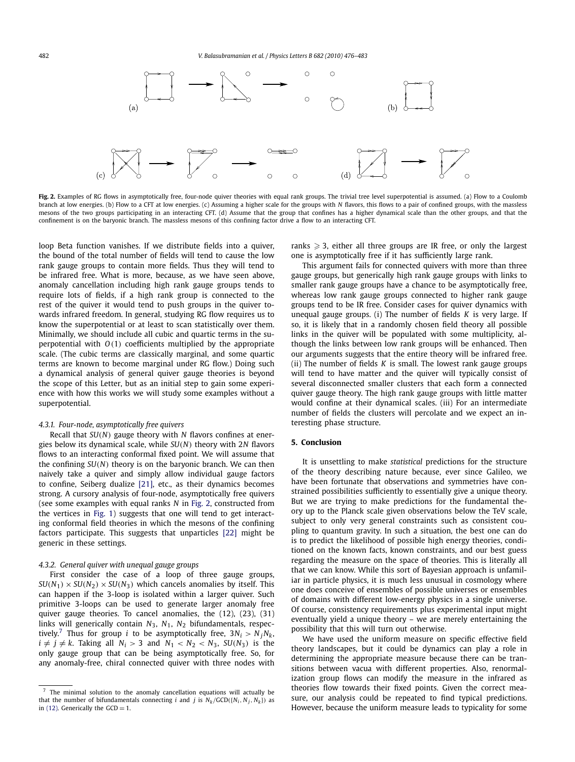(a)

(b)

(c)

(d)

**Fig. 2.** Examples of RG flows in asymptotically free, four-node quiver theories with equal rank groups. The trivial tree level superpotential is assumed. (a) Flow to a Coulomb branch at low energies. (b) Flow to a CFT at low energies. (c) Assuming a higher scale for the groups with $N$ flavors, this flows to a pair of confined groups, with the massless mesons of the two groups participating in an interacting CFT. (d) Assume that the group that confines has a higher dynamical scale than the other groups, and that the confinement is on the baryonic branch. The massless mesons of this confining factor drive a flow to an interacting CFT.

loop Beta function vanishes. If we distribute fields into a quiver, the bound of the total number of fields will tend to cause the low rank gauge groups to contain more fields. Thus they will tend to be infrared free. What is more, because, as we have seen above, anomaly cancellation including high rank gauge groups tends to require lots of fields, if a high rank group is connected to the rest of the quiver it would tend to push groups in the quiver towards infrared freedom. In general, studying RG flow requires us to know the superpotential or at least to scan statistically over them. Minimally, we should include all cubic and quartic terms in the superpotential with $O(1)$ coefficients multiplied by the appropriate scale. (The cubic terms are classically marginal, and some quartic terms are known to become marginal under RG flow.) Doing such a dynamical analysis of general quiver gauge theories is beyond the scope of this Letter, but as an initial step to gain some experience with how this works we will study some examples without a superpotential.

#### 4.3.1. Four-node, asymptotically free quivers

Recall that $SU(N)$ gauge theory with $N$ flavors confines at energies below its dynamical scale, while $SU(N)$ theory with $2N$ flavors flows to an interacting conformal fixed point. We will assume that the confining $SU(N)$ theory is on the baryonic branch. We can then naively take a quiver and simply allow individual gauge factors to confine, Seiberg dualize [21], etc., as their dynamics becomes strong. A cursory analysis of four-node, asymptotically free quivers (see some examples with equal ranks $N$ in Fig. 2, constructed from the vertices in Fig. 1) suggests that one will tend to get interacting conformal field theories in which the mesons of the confining factors participate. This suggests that unparticles [22] might be generic in these settings.

#### 4.3.2. General quiver with unequal gauge groups

First consider the case of a loop of three gauge groups, $SU(N_1) \times SU(N_2) \times SU(N_3)$ which cancels anomalies by itself. This can happen if the 3-loop is isolated within a larger quiver. Such primitive 3-loops can be used to generate larger anomaly free quiver gauge theories. To cancel anomalies, the (12), (23), (31) links will generically contain $N_3$, $N_1$, $N_2$ bifundamentals, respectively.[7] Thus for group $i$ to be asymptotically free, $3N_i > N_j N_k$, $i \neq j \neq k$. Taking all $N_i > 3$ and $N_1 < N_2 < N_3$, $SU(N_3)$ is the only gauge group that can be being asymptotically free. So, for any anomaly-free, chiral connected quiver with three nodes with ranks $\geqslant 3$, either all three groups are IR free, or only the largest one is asymptotically free if it has sufficiently large rank.

This argument fails for connected quivers with more than three gauge groups, but generically high rank gauge groups with links to smaller rank gauge groups have a chance to be asymptotically free, whereas low rank gauge groups connected to higher rank gauge groups tend to be IR free. Consider cases for quiver dynamics with unequal gauge groups. (i) The number of fields $K$ is very large. If so, it is likely that in a randomly chosen field theory all possible links in the quiver will be populated with some multiplicity, although the links between low rank groups will be enhanced. Then our arguments suggests that the entire theory will be infrared free. (ii) The number of fields $K$ is small. The lowest rank gauge groups will tend to have matter and the quiver will typically consist of several disconnected smaller clusters that each form a connected quiver gauge theory. The high rank gauge groups with little matter would confine at their dynamical scales. (iii) For an intermediate number of fields the clusters will percolate and we expect an interesting phase structure.

## 5. Conclusion

It is unsettling to make *statistical* predictions for the structure of the theory describing nature because, ever since Galileo, we have been fortunate that observations and symmetries have constrained possibilities sufficiently to essentially give a unique theory. But we are trying to make predictions for the fundamental theory up to the Planck scale given observations below the TeV scale, subject to only very general constraints such as consistent coupling to quantum gravity. In such a situation, the best one can do is to predict the likelihood of possible high energy theories, conditioned on the known facts, known constraints, and our best guess regarding the measure on the space of theories. This is literally all that we can know. While this sort of Bayesian approach is unfamiliar in particle physics, it is much less unusual in cosmology where one does conceive of ensembles of possible universes or ensembles of domains with different low-energy physics in a single universe. Of course, consistency requirements plus experimental input might eventually yield a unique theory – we are merely entertaining the possibility that this will turn out otherwise.

We have used the uniform measure on specific effective field theory landscapes, but it could be dynamics can play a role in determining the appropriate measure because there can be transitions between vacua with different properties. Also, renormalization group flows can modify the measure in the infrared as theories flow towards their fixed points. Given the correct measure, our analysis could be repeated to find typical predictions. However, because the uniform measure leads to typicality for some

[7] The minimal solution to the anomaly cancellation equations will actually be that the number of bifundamentals connecting $i$ and $j$ is $N_k/\mathrm{GCD}(\{N_i, N_j, N_k\})$ as in (12). Generically the $\mathrm{GCD} = 1$.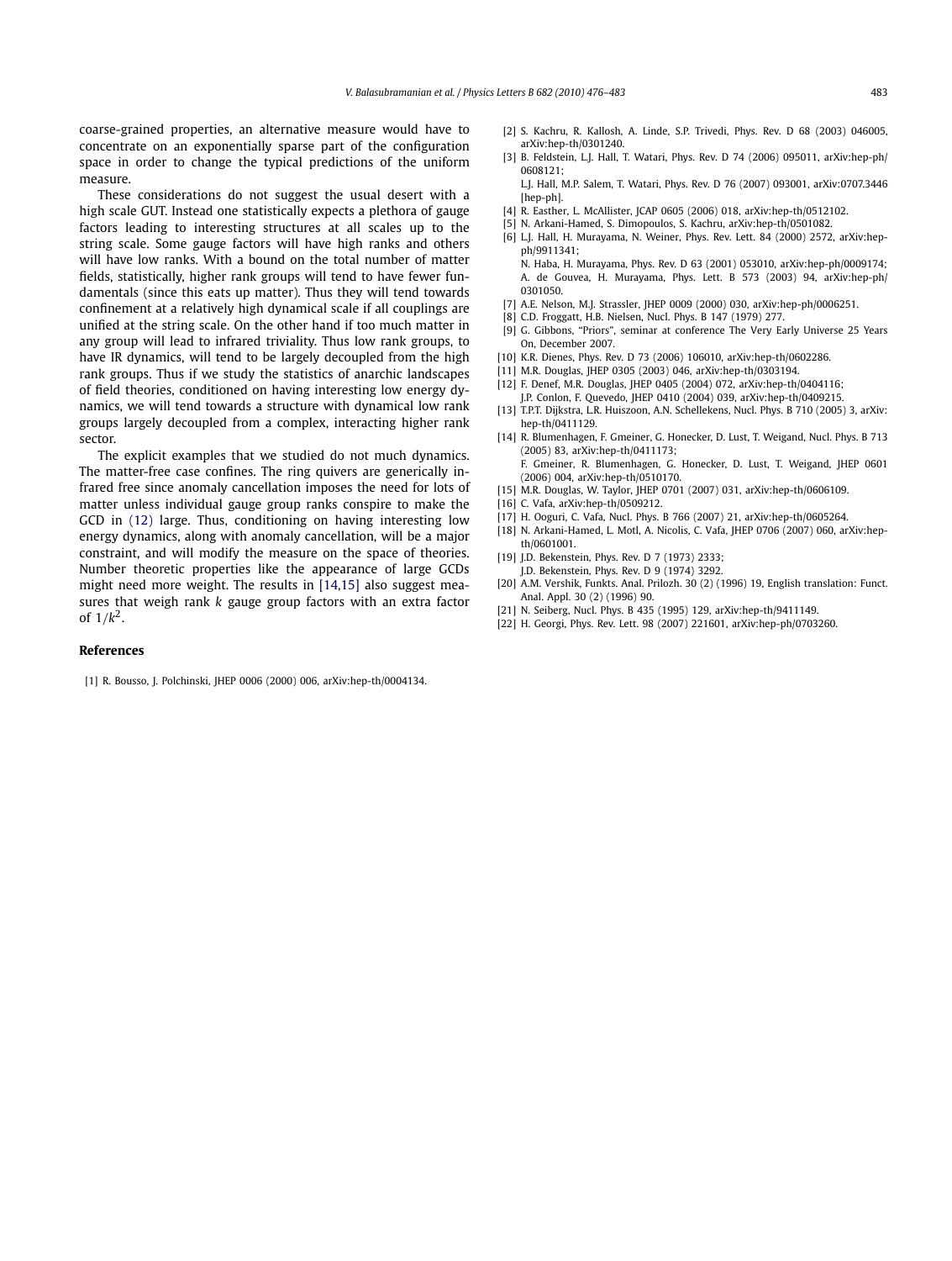coarse-grained properties, an alternative measure would have to concentrate on an exponentially sparse part of the configuration space in order to change the typical predictions of the uniform measure.

These considerations do not suggest the usual desert with a high scale GUT. Instead one statistically expects a plethora of gauge factors leading to interesting structures at all scales up to the string scale. Some gauge factors will have high ranks and others will have low ranks. With a bound on the total number of matter fields, statistically, higher rank groups will tend to have fewer fundamentals (since this eats up matter). Thus they will tend towards confinement at a relatively high dynamical scale if all couplings are unified at the string scale. On the other hand if too much matter in any group will lead to infrared triviality. Thus low rank groups, to have IR dynamics, will tend to be largely decoupled from the high rank groups. Thus if we study the statistics of anarchic landscapes of field theories, conditioned on having interesting low energy dynamics, we will tend towards a structure with dynamical low rank groups largely decoupled from a complex, interacting higher rank sector.

The explicit examples that we studied do not much dynamics. The matter-free case confines. The ring quivers are generically infrared free since anomaly cancellation imposes the need for lots of matter unless individual gauge group ranks conspire to make the GCD in (12) large. Thus, conditioning on having interesting low energy dynamics, along with anomaly cancellation, will be a major constraint, and will modify the measure on the space of theories. Number theoretic properties like the appearance of large GCDs might need more weight. The results in [14,15] also suggest measures that weigh rank $k$ gauge group factors with an extra factor of $1/k^2$.

## References

[1] R. Bousso, J. Polchinski, JHEP 0006 (2000) 006, arXiv:hep-th/0004134.

[2] S. Kachru, R. Kallosh, A. Linde, S.P. Trivedi, Phys. Rev. D 68 (2003) 046005, arXiv:hep-th/0301240.

[3] B. Feldstein, L.J. Hall, T. Watari, Phys. Rev. D 74 (2006) 095011, arXiv:hep-ph/0608121;
L.J. Hall, M.P. Salem, T. Watari, Phys. Rev. D 76 (2007) 093001, arXiv:0707.3446 [hep-ph].

[4] R. Easther, L. McAllister, JCAP 0605 (2006) 018, arXiv:hep-th/0512102.

[5] N. Arkani-Hamed, S. Dimopoulos, S. Kachru, arXiv:hep-th/0501082.

[6] L.J. Hall, H. Murayama, N. Weiner, Phys. Rev. Lett. 84 (2000) 2572, arXiv:hep-ph/9911341;
N. Haba, H. Murayama, Phys. Rev. D 63 (2001) 053010, arXiv:hep-ph/0009174;
A. de Gouvea, H. Murayama, Phys. Lett. B 573 (2003) 94, arXiv:hep-ph/0301050.

[7] A.E. Nelson, M.J. Strassler, JHEP 0009 (2000) 030, arXiv:hep-ph/0006251.

[8] C.D. Froggatt, H.B. Nielsen, Nucl. Phys. B 147 (1979) 277.

[9] G. Gibbons, "Priors", seminar at conference The Very Early Universe 25 Years On, December 2007.

[10] K.R. Dienes, Phys. Rev. D 73 (2006) 106010, arXiv:hep-th/0602286.

[11] M.R. Douglas, JHEP 0305 (2003) 046, arXiv:hep-th/0303194.

[12] F. Denef, M.R. Douglas, JHEP 0405 (2004) 072, arXiv:hep-th/0404116;
J.P. Conlon, F. Quevedo, JHEP 0410 (2004) 039, arXiv:hep-th/0409215.

[13] T.P.T. Dijkstra, L.R. Huiszoon, A.N. Schellekens, Nucl. Phys. B 710 (2005) 3, arXiv:hep-th/0411129.

[14] R. Blumenhagen, F. Gmeiner, G. Honecker, D. Lust, T. Weigand, Nucl. Phys. B 713 (2005) 83, arXiv:hep-th/0411173;
F. Gmeiner, R. Blumenhagen, G. Honecker, D. Lust, T. Weigand, JHEP 0601 (2006) 004, arXiv:hep-th/0510170.

[15] M.R. Douglas, W. Taylor, JHEP 0701 (2007) 031, arXiv:hep-th/0606109.

[16] C. Vafa, arXiv:hep-th/0509212.

[17] H. Ooguri, C. Vafa, Nucl. Phys. B 766 (2007) 21, arXiv:hep-th/0605264.

[18] N. Arkani-Hamed, L. Motl, A. Nicolis, C. Vafa, JHEP 0706 (2007) 060, arXiv:hep-th/0601001.

[19] J.D. Bekenstein, Phys. Rev. D 7 (1973) 2333;
J.D. Bekenstein, Phys. Rev. D 9 (1974) 3292.

[20] A.M. Vershik, Funkts. Anal. Prilozh. 30 (2) (1996) 19, English translation: Funct. Anal. Appl. 30 (2) (1996) 90.

[21] N. Seiberg, Nucl. Phys. B 435 (1995) 129, arXiv:hep-th/9411149.

[22] H. Georgi, Phys. Rev. Lett. 98 (2007) 221601, arXiv:hep-ph/0703260.